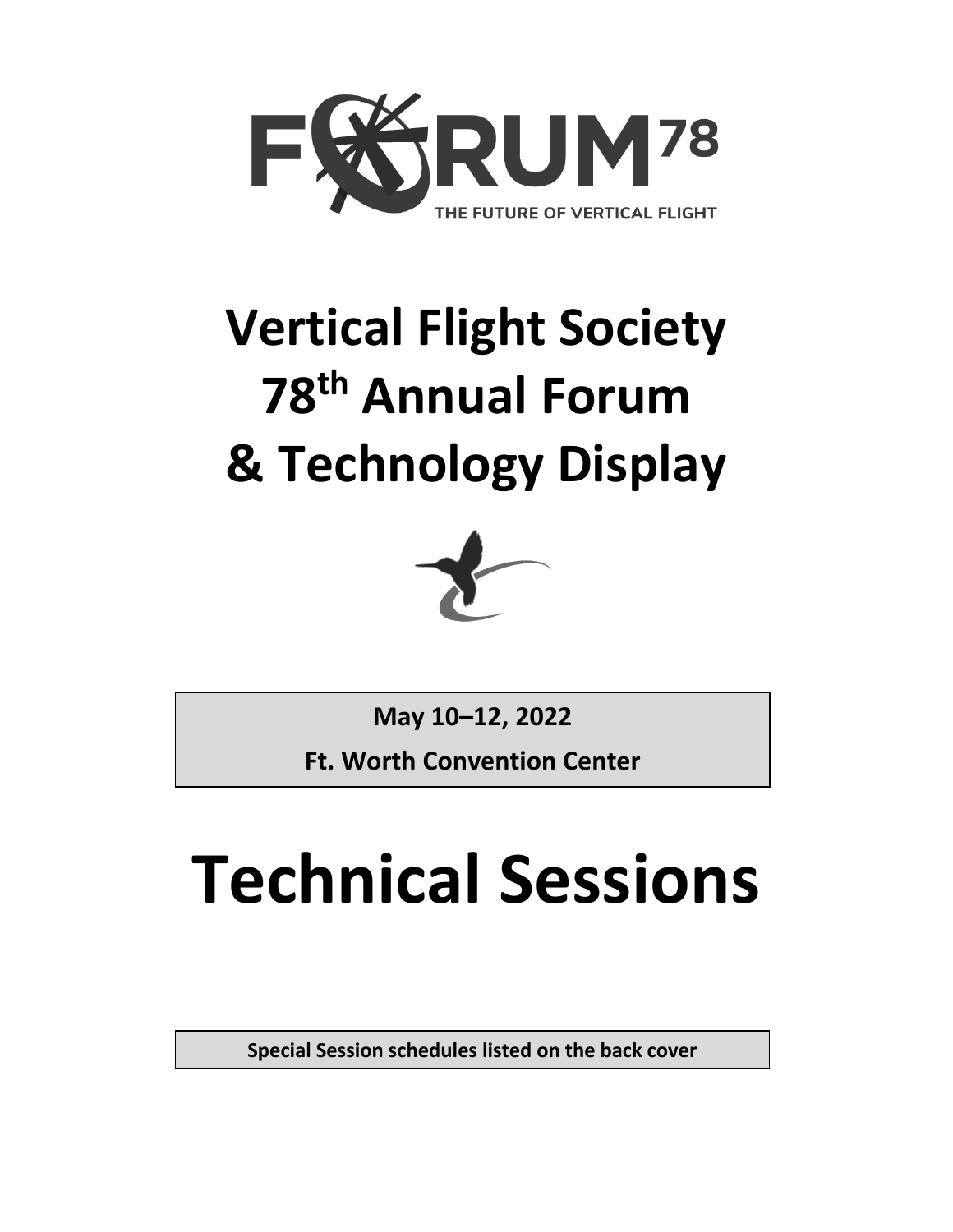FORUM78

THE FUTURE OF VERTICAL FLIGHT

# Vertical Flight Society
# 78th Annual Forum
# & Technology Display

**May 10–12, 2022**

**Ft. Worth Convention Center**

# Technical Sessions

**Special Session schedules listed on the back cover**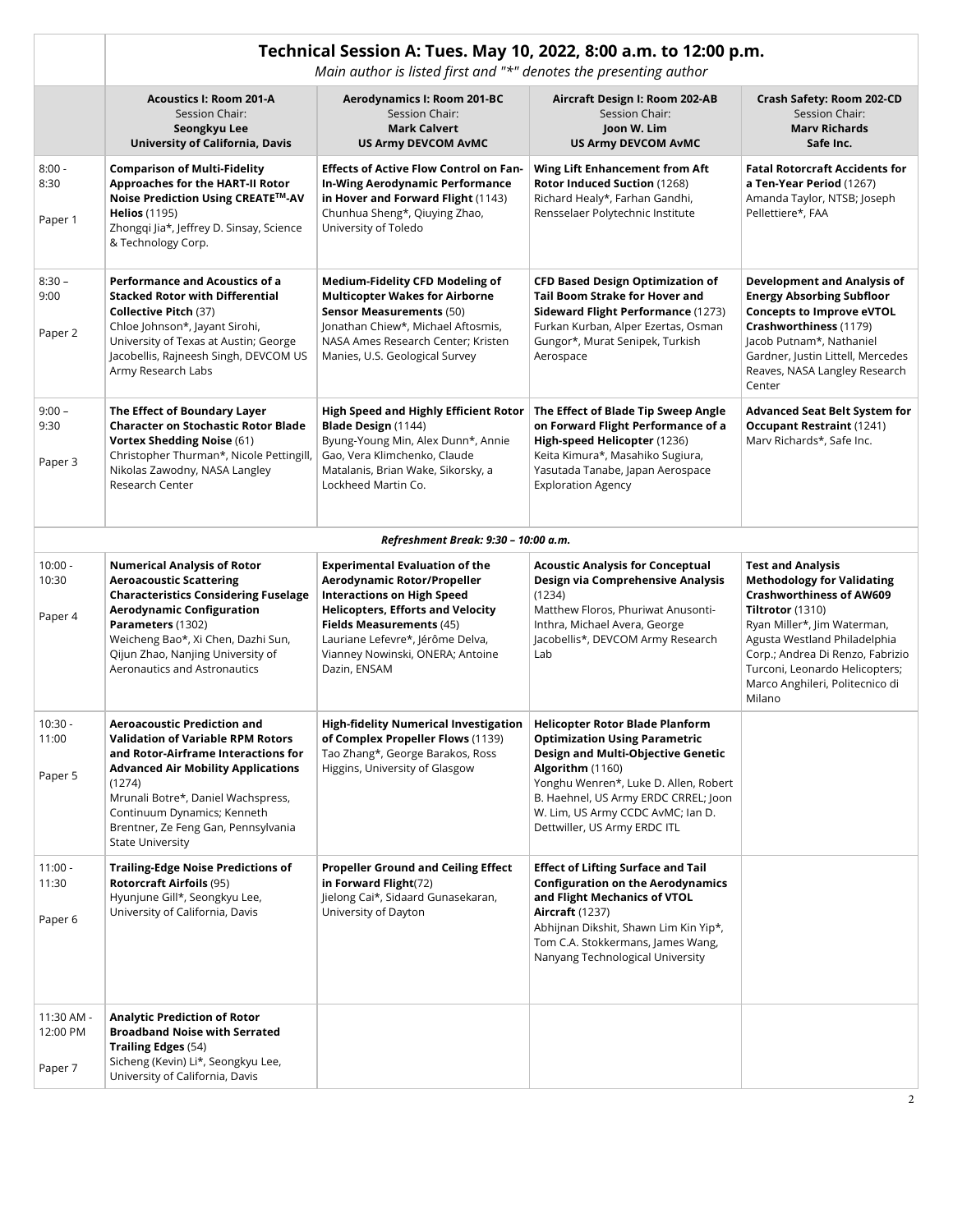## Technical Session A: Tues. May 10, 2022, 8:00 a.m. to 12:00 p.m.

*Main author is listed first and "*" denotes the presenting author*

| | **Acoustics I: Room 201-A**<br>Session Chair:<br>**Seongkyu Lee**<br>**University of California, Davis** | **Aerodynamics I: Room 201-BC**<br>Session Chair:<br>**Mark Calvert**<br>**US Army DEVCOM AvMC** | **Aircraft Design I: Room 202-AB**<br>Session Chair:<br>**Joon W. Lim**<br>**US Army DEVCOM AvMC** | **Crash Safety: Room 202-CD**<br>Session Chair:<br>**Marv Richards**<br>**Safe Inc.** |
|---|---|---|---|---|
| 8:00 - 8:30<br><br>Paper 1 | **Comparison of Multi-Fidelity Approaches for the HART-II Rotor Noise Prediction Using CREATE$^{TM}$-AV Helios** (1195)<br>Zhongqi Jia*, Jeffrey D. Sinsay, Science & Technology Corp. | **Effects of Active Flow Control on Fan-In-Wing Aerodynamic Performance in Hover and Forward Flight** (1143)<br>Chunhua Sheng*, Qiuying Zhao, University of Toledo | **Wing Lift Enhancement from Aft Rotor Induced Suction** (1268)<br>Richard Healy*, Farhan Gandhi, Rensselaer Polytechnic Institute | **Fatal Rotorcraft Accidents for a Ten-Year Period** (1267)<br>Amanda Taylor, NTSB; Joseph Pellettiere*, FAA |
| 8:30 – 9:00<br><br>Paper 2 | **Performance and Acoustics of a Stacked Rotor with Differential Collective Pitch** (37)<br>Chloe Johnson*, Jayant Sirohi, University of Texas at Austin; George Jacobellis, Rajneesh Singh, DEVCOM US Army Research Labs | **Medium-Fidelity CFD Modeling of Multicopter Wakes for Airborne Sensor Measurements** (50)<br>Jonathan Chiew*, Michael Aftosmis, NASA Ames Research Center; Kristen Manies, U.S. Geological Survey | **CFD Based Design Optimization of Tail Boom Strake for Hover and Sideward Flight Performance** (1273)<br>Furkan Kurban, Alper Ezertas, Osman Gungor*, Murat Senipek, Turkish Aerospace | **Development and Analysis of Energy Absorbing Subfloor Concepts to Improve eVTOL Crashworthiness** (1179)<br>Jacob Putnam*, Nathaniel Gardner, Justin Littell, Mercedes Reaves, NASA Langley Research Center |
| 9:00 – 9:30<br><br>Paper 3 | **The Effect of Boundary Layer Character on Stochastic Rotor Blade Vortex Shedding Noise** (61)<br>Christopher Thurman*, Nicole Pettingill, Nikolas Zawodny, NASA Langley Research Center | **High Speed and Highly Efficient Rotor Blade Design** (1144)<br>Byung-Young Min, Alex Dunn*, Annie Gao, Vera Klimchenko, Claude Matalanis, Brian Wake, Sikorsky, a Lockheed Martin Co. | **The Effect of Blade Tip Sweep Angle on Forward Flight Performance of a High-speed Helicopter** (1236)<br>Keita Kimura*, Masahiko Sugiura, Yasutada Tanabe, Japan Aerospace Exploration Agency | **Advanced Seat Belt System for Occupant Restraint** (1241)<br>Marv Richards*, Safe Inc. |
| | | *Refreshment Break: 9:30 – 10:00 a.m.* | | |
| 10:00 - 10:30<br><br>Paper 4 | **Numerical Analysis of Rotor Aeroacoustic Scattering Characteristics Considering Fuselage Aerodynamic Configuration Parameters** (1302)<br>Weicheng Bao*, Xi Chen, Dazhi Sun, Qijun Zhao, Nanjing University of Aeronautics and Astronautics | **Experimental Evaluation of the Aerodynamic Rotor/Propeller Interactions on High Speed Helicopters, Efforts and Velocity Fields Measurements** (45)<br>Lauriane Lefevre*, Jérôme Delva, Vianney Nowinski, ONERA; Antoine Dazin, ENSAM | **Acoustic Analysis for Conceptual Design via Comprehensive Analysis** (1234)<br>Matthew Floros, Phuriwat Anusonti-Inthra, Michael Avera, George Jacobellis*, DEVCOM Army Research Lab | **Test and Analysis Methodology for Validating Crashworthiness of AW609 Tiltrotor** (1310)<br>Ryan Miller*, Jim Waterman, Agusta Westland Philadelphia Corp.; Andrea Di Renzo, Fabrizio Turconi, Leonardo Helicopters; Marco Anghileri, Politecnico di Milano |
| 10:30 - 11:00<br><br>Paper 5 | **Aeroacoustic Prediction and Validation of Variable RPM Rotors and Rotor-Airframe Interactions for Advanced Air Mobility Applications** (1274)<br>Mrunali Botre*, Daniel Wachspress, Continuum Dynamics; Kenneth Brentner, Ze Feng Gan, Pennsylvania State University | **High-fidelity Numerical Investigation of Complex Propeller Flows** (1139)<br>Tao Zhang*, George Barakos, Ross Higgins, University of Glasgow | **Helicopter Rotor Blade Planform Optimization Using Parametric Design and Multi-Objective Genetic Algorithm** (1160)<br>Yonghu Wenren*, Luke D. Allen, Robert B. Haehnel, US Army ERDC CRREL; Joon W. Lim, US Army CCDC AvMC; Ian D. Dettwiller, US Army ERDC ITL | |
| 11:00 - 11:30<br><br>Paper 6 | **Trailing-Edge Noise Predictions of Rotorcraft Airfoils** (95)<br>Hyunjune Gill*, Seongkyu Lee, University of California, Davis | **Propeller Ground and Ceiling Effect in Forward Flight**(72)<br>Jielong Cai*, Sidaard Gunasekaran, University of Dayton | **Effect of Lifting Surface and Tail Configuration on the Aerodynamics and Flight Mechanics of VTOL Aircraft** (1237)<br>Abhijnan Dikshit, Shawn Lim Kin Yip*, Tom C.A. Stokkermans, James Wang, Nanyang Technological University | |
| 11:30 AM - 12:00 PM<br><br>Paper 7 | **Analytic Prediction of Rotor Broadband Noise with Serrated Trailing Edges** (54)<br>Sicheng (Kevin) Li*, Seongkyu Lee, University of California, Davis | | | |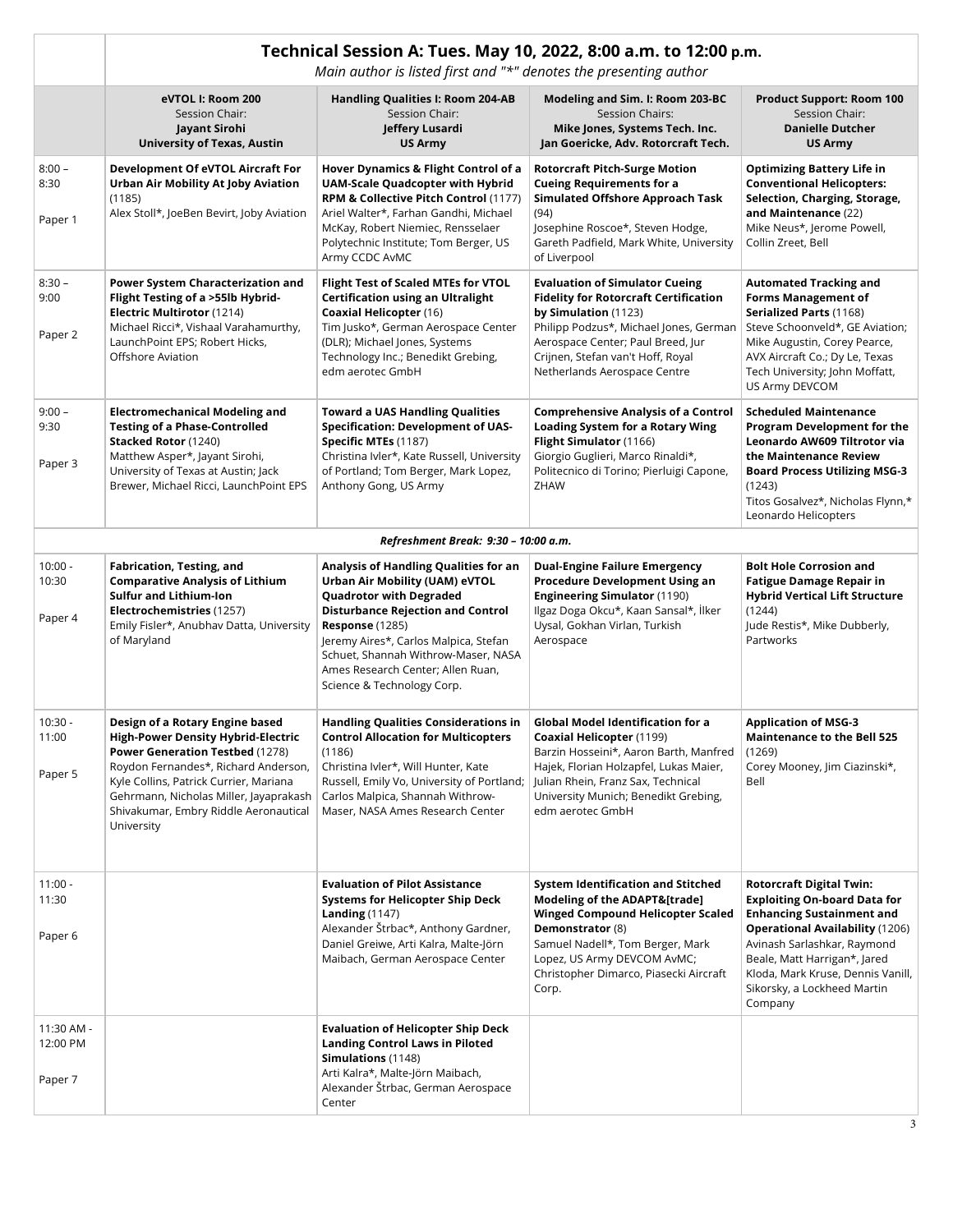## Technical Session A: Tues. May 10, 2022, 8:00 a.m. to 12:00 p.m.

*Main author is listed first and "*" denotes the presenting author*

| | **eVTOL I: Room 200** Session Chair: **Jayant Sirohi** **University of Texas, Austin** | **Handling Qualities I: Room 204-AB** Session Chair: **Jeffery Lusardi** **US Army** | **Modeling and Sim. I: Room 203-BC** Session Chairs: **Mike Jones, Systems Tech. Inc.** **Jan Goericke, Adv. Rotorcraft Tech.** | **Product Support: Room 100** Session Chair: **Danielle Dutcher** **US Army** |
|---|---|---|---|---|
| 8:00 – 8:30 Paper 1 | **Development Of eVTOL Aircraft For Urban Air Mobility At Joby Aviation** (1185) Alex Stoll*, JoeBen Bevirt, Joby Aviation | **Hover Dynamics & Flight Control of a UAM-Scale Quadcopter with Hybrid RPM & Collective Pitch Control** (1177) Ariel Walter*, Farhan Gandhi, Michael McKay, Robert Niemiec, Rensselaer Polytechnic Institute; Tom Berger, US Army CCDC AvMC | **Rotorcraft Pitch-Surge Motion Cueing Requirements for a Simulated Offshore Approach Task** (94) Josephine Roscoe*, Steven Hodge, Gareth Padfield, Mark White, University of Liverpool | **Optimizing Battery Life in Conventional Helicopters: Selection, Charging, Storage, and Maintenance** (22) Mike Neus*, Jerome Powell, Collin Zreet, Bell |
| 8:30 – 9:00 Paper 2 | **Power System Characterization and Flight Testing of a >55lb Hybrid-Electric Multirotor** (1214) Michael Ricci*, Vishaal Varahamurthy, LaunchPoint EPS; Robert Hicks, Offshore Aviation | **Flight Test of Scaled MTEs for VTOL Certification using an Ultralight Coaxial Helicopter** (16) Tim Jusko*, German Aerospace Center (DLR); Michael Jones, Systems Technology Inc.; Benedikt Grebing, edm aerotec GmbH | **Evaluation of Simulator Cueing Fidelity for Rotorcraft Certification by Simulation** (1123) Philipp Podzus*, Michael Jones, German Aerospace Center; Paul Breed, Jur Crijnen, Stefan van't Hoff, Royal Netherlands Aerospace Centre | **Automated Tracking and Forms Management of Serialized Parts** (1168) Steve Schoonveld*, GE Aviation; Mike Augustin, Corey Pearce, AVX Aircraft Co.; Dy Le, Texas Tech University; John Moffatt, US Army DEVCOM |
| 9:00 – 9:30 Paper 3 | **Electromechanical Modeling and Testing of a Phase-Controlled Stacked Rotor** (1240) Matthew Asper*, Jayant Sirohi, University of Texas at Austin; Jack Brewer, Michael Ricci, LaunchPoint EPS | **Toward a UAS Handling Qualities Specification: Development of UAS-Specific MTEs** (1187) Christina Ivler*, Kate Russell, University of Portland; Tom Berger, Mark Lopez, Anthony Gong, US Army | **Comprehensive Analysis of a Control Loading System for a Rotary Wing Flight Simulator** (1166) Giorgio Guglieri, Marco Rinaldi*, Politecnico di Torino; Pierluigi Capone, ZHAW | **Scheduled Maintenance Program Development for the Leonardo AW609 Tiltrotor via the Maintenance Review Board Process Utilizing MSG-3** (1243) Titos Gosalvez*, Nicholas Flynn,* Leonardo Helicopters |
| | | ***Refreshment Break: 9:30 – 10:00 a.m.*** | | |
| 10:00 - 10:30 Paper 4 | **Fabrication, Testing, and Comparative Analysis of Lithium Sulfur and Lithium-Ion Electrochemistries** (1257) Emily Fisler*, Anubhav Datta, University of Maryland | **Analysis of Handling Qualities for an Urban Air Mobility (UAM) eVTOL Quadrotor with Degraded Disturbance Rejection and Control Response** (1285) Jeremy Aires*, Carlos Malpica, Stefan Schuet, Shannah Withrow-Maser, NASA Ames Research Center; Allen Ruan, Science & Technology Corp. | **Dual-Engine Failure Emergency Procedure Development Using an Engineering Simulator** (1190) Ilgaz Doga Okcu*, Kaan Sansal*, İlker Uysal, Gokhan Virlan, Turkish Aerospace | **Bolt Hole Corrosion and Fatigue Damage Repair in Hybrid Vertical Lift Structure** (1244) Jude Restis*, Mike Dubberly, Partworks |
| 10:30 - 11:00 Paper 5 | **Design of a Rotary Engine based High-Power Density Hybrid-Electric Power Generation Testbed** (1278) Roydon Fernandes*, Richard Anderson, Kyle Collins, Patrick Currier, Mariana Gehrmann, Nicholas Miller, Jayaprakash Shivakumar, Embry Riddle Aeronautical University | **Handling Qualities Considerations in Control Allocation for Multicopters** (1186) Christina Ivler*, Will Hunter, Kate Russell, Emily Vo, University of Portland; Carlos Malpica, Shannah Withrow-Maser, NASA Ames Research Center | **Global Model Identification for a Coaxial Helicopter** (1199) Barzin Hosseini*, Aaron Barth, Manfred Hajek, Florian Holzapfel, Lukas Maier, Julian Rhein, Franz Sax, Technical University Munich; Benedikt Grebing, edm aerotec GmbH | **Application of MSG-3 Maintenance to the Bell 525** (1269) Corey Mooney, Jim Ciazinski*, Bell |
| 11:00 - 11:30 Paper 6 | | **Evaluation of Pilot Assistance Systems for Helicopter Ship Deck Landing** (1147) Alexander Štrbac*, Anthony Gardner, Daniel Greiwe, Arti Kalra, Malte-Jörn Maibach, German Aerospace Center | **System Identification and Stitched Modeling of the ADAPT&[trade] Winged Compound Helicopter Scaled Demonstrator** (8) Samuel Nadell*, Tom Berger, Mark Lopez, US Army DEVCOM AvMC; Christopher Dimarco, Piasecki Aircraft Corp. | **Rotorcraft Digital Twin: Exploiting On-board Data for Enhancing Sustainment and Operational Availability** (1206) Avinash Sarlashkar, Raymond Beale, Matt Harrigan*, Jared Kloda, Mark Kruse, Dennis Vanill, Sikorsky, a Lockheed Martin Company |
| 11:30 AM - 12:00 PM Paper 7 | | **Evaluation of Helicopter Ship Deck Landing Control Laws in Piloted Simulations** (1148) Arti Kalra*, Malte-Jörn Maibach, Alexander Štrbac, German Aerospace Center | | |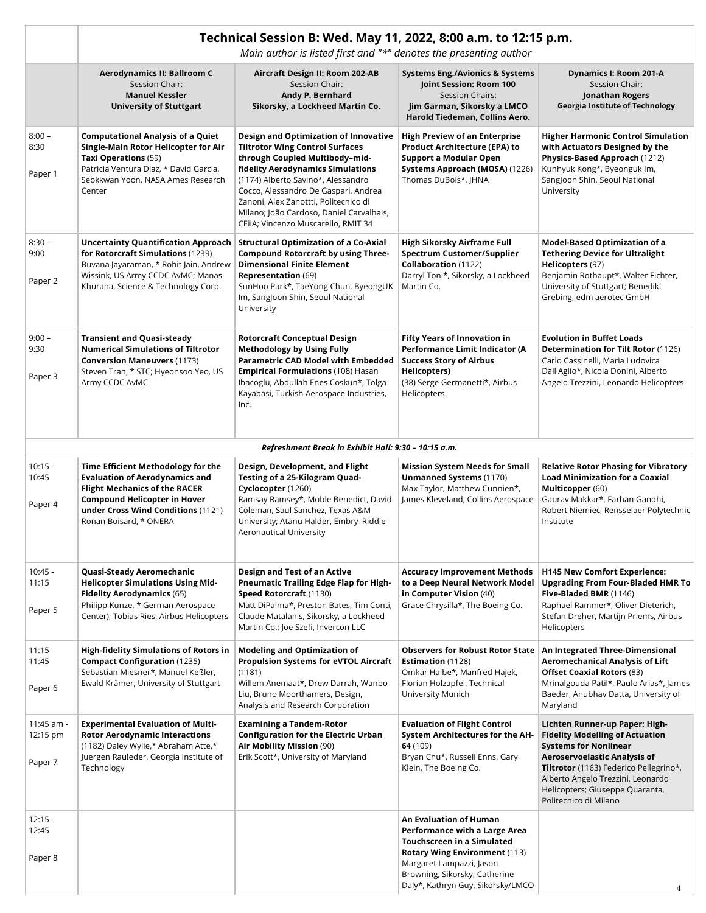# Technical Session B: Wed. May 11, 2022, 8:00 a.m. to 12:15 p.m.

*Main author is listed first and "*" denotes the presenting author*

| | **Aerodynamics II: Ballroom C** Session Chair: **Manuel Kessler** **University of Stuttgart** | **Aircraft Design II: Room 202-AB** Session Chair: **Andy P. Bernhard** **Sikorsky, a Lockheed Martin Co.** | **Systems Eng./Avionics & Systems Joint Session: Room 100** Session Chairs: **Jim Garman, Sikorsky a LMCO** **Harold Tiedeman, Collins Aero.** | **Dynamics I: Room 201-A** Session Chair: **Jonathan Rogers** **Georgia Institute of Technology** |
|---|---|---|---|---|
| 8:00 – 8:30 Paper 1 | **Computational Analysis of a Quiet Single-Main Rotor Helicopter for Air Taxi Operations** (59) Patricia Ventura Diaz, * David Garcia, Seokkwan Yoon, NASA Ames Research Center | **Design and Optimization of Innovative Tiltrotor Wing Control Surfaces through Coupled Multibody–mid-fidelity Aerodynamics Simulations** (1174) Alberto Savino*, Alessandro Cocco, Alessandro De Gaspari, Andrea Zanoni, Alex Zanottti, Politecnico di Milano; João Cardoso, Daniel Carvalhais, CEiiA; Vincenzo Muscarello, RMIT 34 | **High Preview of an Enterprise Product Architecture (EPA) to Support a Modular Open Systems Approach (MOSA)** (1226) Thomas DuBois*, JHNA | **Higher Harmonic Control Simulation with Actuators Designed by the Physics-Based Approach** (1212) Kunhyuk Kong*, Byeonguk Im, SangJoon Shin, Seoul National University |
| 8:30 – 9:00 Paper 2 | **Uncertainty Quantification Approach for Rotorcraft Simulations** (1239) Buvana Jayaraman, * Rohit Jain, Andrew Wissink, US Army CCDC AvMC; Manas Khurana, Science & Technology Corp. | **Structural Optimization of a Co-Axial Compound Rotorcraft by using Three-Dimensional Finite Element Representation** (69) SunHoo Park*, TaeYong Chun, ByeongUK Im, SangJoon Shin, Seoul National University | **High Sikorsky Airframe Full Spectrum Customer/Supplier Collaboration** (1122) Darryl Toni*, Sikorsky, a Lockheed Martin Co. | **Model-Based Optimization of a Tethering Device for Ultralight Helicopters** (97) Benjamin Rothaupt*, Walter Fichter, University of Stuttgart; Benedikt Grebing, edm aerotec GmbH |
| 9:00 – 9:30 Paper 3 | **Transient and Quasi-steady Numerical Simulations of Tiltrotor Conversion Maneuvers** (1173) Steven Tran, * STC; Hyeonsoo Yeo, US Army CCDC AvMC | **Rotorcraft Conceptual Design Methodology by Using Fully Parametric CAD Model with Embedded Empirical Formulations** (108) Hasan Ibacoglu, Abdullah Enes Coskun*, Tolga Kayabasi, Turkish Aerospace Industries, Inc. | **Fifty Years of Innovation in Performance Limit Indicator (A Success Story of Airbus Helicopters)** (38) Serge Germanetti*, Airbus Helicopters | **Evolution in Buffet Loads Determination for Tilt Rotor** (1126) Carlo Cassinelli, Maria Ludovica Dall'Aglio*, Nicola Donini, Alberto Angelo Trezzini, Leonardo Helicopters |
| | ***Refreshment Break in Exhibit Hall: 9:30 – 10:15 a.m.*** | | | |
| 10:15 - 10:45 Paper 4 | **Time Efficient Methodology for the Evaluation of Aerodynamics and Flight Mechanics of the RACER Compound Helicopter in Hover under Cross Wind Conditions** (1121) Ronan Boisard, * ONERA | **Design, Development, and Flight Testing of a 25-Kilogram Quad-Cyclocopter** (1260) Ramsay Ramsey*, Moble Benedict, David Coleman, Saul Sanchez, Texas A&M University; Atanu Halder, Embry–Riddle Aeronautical University | **Mission System Needs for Small Unmanned Systems** (1170) Max Taylor, Matthew Cunnien*, James Kleveland, Collins Aerospace | **Relative Rotor Phasing for Vibratory Load Minimization for a Coaxial Multicopper** (60) Gaurav Makkar*, Farhan Gandhi, Robert Niemiec, Rensselaer Polytechnic Institute |
| 10:45 - 11:15 Paper 5 | **Quasi-Steady Aeromechanic Helicopter Simulations Using Mid-Fidelity Aerodynamics** (65) Philipp Kunze, * German Aerospace Center); Tobias Ries, Airbus Helicopters | **Design and Test of an Active Pneumatic Trailing Edge Flap for High-Speed Rotorcraft** (1130) Matt DiPalma*, Preston Bates, Tim Conti, Claude Matalanis, Sikorsky, a Lockheed Martin Co.; Joe Szefi, Invercon LLC | **Accuracy Improvement Methods to a Deep Neural Network Model in Computer Vision** (40) Grace Chrysilla*, The Boeing Co. | **H145 New Comfort Experience: Upgrading From Four-Bladed HMR To Five-Bladed BMR** (1146) Raphael Rammer*, Oliver Dieterich, Stefan Dreher, Martijn Priems, Airbus Helicopters |
| 11:15 - 11:45 Paper 6 | **High-fidelity Simulations of Rotors in Compact Configuration** (1235) Sebastian Miesner*, Manuel Keßler, Ewald Krämer, University of Stuttgart | **Modeling and Optimization of Propulsion Systems for eVTOL Aircraft** (1181) Willem Anemaat*, Drew Darrah, Wanbo Liu, Bruno Moorthamers, Design, Analysis and Research Corporation | **Observers for Robust Rotor State Estimation** (1128) Omkar Halbe*, Manfred Hajek, Florian Holzapfel, Technical University Munich | **An Integrated Three-Dimensional Aeromechanical Analysis of Lift Offset Coaxial Rotors** (83) Mrinalgouda Patil*, Paulo Arias*, James Baeder, Anubhav Datta, University of Maryland |
| 11:45 am - 12:15 pm Paper 7 | **Experimental Evaluation of Multi-Rotor Aerodynamic Interactions** (1182) Daley Wylie,* Abraham Atte,* Juergen Rauleder, Georgia Institute of Technology | **Examining a Tandem-Rotor Configuration for the Electric Urban Air Mobility Mission** (90) Erik Scott*, University of Maryland | **Evaluation of Flight Control System Architectures for the AH-64** (109) Bryan Chu*, Russell Enns, Gary Klein, The Boeing Co. | **Lichten Runner-up Paper: High-Fidelity Modelling of Actuation Systems for Nonlinear Aeroservoelastic Analysis of Tiltrotor** (1163) Federico Pellegrino*, Alberto Angelo Trezzini, Leonardo Helicopters; Giuseppe Quaranta, Politecnico di Milano |
| 12:15 - 12:45 Paper 8 | | | **An Evaluation of Human Performance with a Large Area Touchscreen in a Simulated Rotary Wing Environment** (113) Margaret Lampazzi, Jason Browning, Sikorsky; Catherine Daly*, Kathryn Guy, Sikorsky/LMCO | |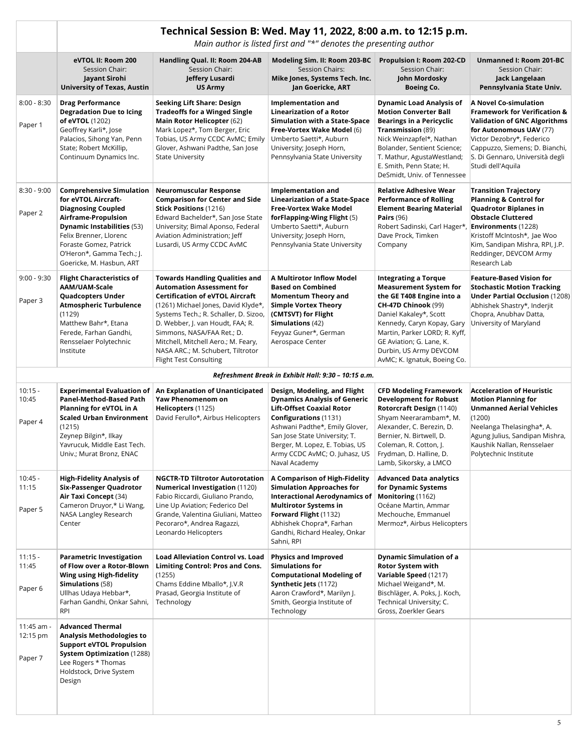## Technical Session B: Wed. May 11, 2022, 8:00 a.m. to 12:15 p.m.

*Main author is listed first and "*" denotes the presenting author*

| | eVTOL II: Room 200<br>Session Chair:<br>**Jayant Sirohi**<br>**University of Texas, Austin** | Handling Qual. II: Room 204-AB<br>Session Chair:<br>**Jeffery Lusardi**<br>**US Army** | Modeling Sim. II: Room 203-BC<br>Session Chairs:<br>**Mike Jones, Systems Tech. Inc.**<br>**Jan Goericke, ART** | Propulsion I: Room 202-CD<br>Session Chair:<br>**John Mordosky**<br>**Boeing Co.** | Unmanned I: Room 201-BC<br>Session Chair:<br>**Jack Langelaan**<br>**Pennsylvania State Univ.** |
|---|---|---|---|---|---|
| 8:00 - 8:30<br>Paper 1 | **Drag Performance Degradation Due to Icing of eVTOL** (1202)<br>Geoffrey Karli*, Jose Palacios, Sihong Yan, Penn State; Robert McKillip, Continuum Dynamics Inc. | **Seeking Lift Share: Design Tradeoffs for a Winged Single Main Rotor Helicopter** (62)<br>Mark Lopez*, Tom Berger, Eric Tobias, US Army CCDC AvMC; Emily Glover, Ashwani Padthe, San Jose State University | **Implementation and Linearization of a Rotor Simulation with a State-Space Free-Vortex Wake Model** (6)<br>Umberto Saetti*, Auburn University; Joseph Horn, Pennsylvania State University | **Dynamic Load Analysis of Motion Converter Ball Bearings in a Pericyclic Transmission** (89)<br>Nick Weinzapfel*, Nathan Bolander, Sentient Science; T. Mathur, AgustaWestland; E. Smith, Penn State; H. DeSmidt, Univ. of Tennessee | **A Novel Co-simulation Framework for Verification & Validation of GNC Algorithms for Autonomous UAV** (77)<br>Victor Dezobry*, Federico Cappuzzo, Siemens; D. Bianchi, S. Di Gennaro, Università degli Studi dell'Aquila |
| 8:30 - 9:00<br>Paper 2 | **Comprehensive Simulation for eVTOL Aircraft-Diagnosing Coupled Airframe-Propulsion Dynamic Instabilities** (53)<br>Felix Brenner, Llorenc Foraste Gomez, Patrick O'Heron*, Gamma Tech.; J. Goericke, M. Hasbun, ART | **Neuromuscular Response Comparison for Center and Side Stick Positions** (1216)<br>Edward Bachelder*, San Jose State University; Bimal Aponso, Federal Aviation Administration; Jeff Lusardi, US Army CCDC AvMC | **Implementation and Linearization of a State-Space Free-Vortex Wake Model forFlapping-Wing Flight** (5)<br>Umberto Saetti*, Auburn University; Joseph Horn, Pennsylvania State University | **Relative Adhesive Wear Performance of Rolling Element Bearing Material Pairs** (96)<br>Robert Sadinski, Carl Hager*, Dave Prock, Timken Company | **Transition Trajectory Planning & Control for Quadrotor Biplanes in Obstacle Cluttered Environments** (1228)<br>Kristoff McIntosh*, Jae Woo Kim, Sandipan Mishra, RPI, J.P. Reddinger, DEVCOM Army Research Lab |
| 9:00 - 9:30<br>Paper 3 | **Flight Characteristics of AAM/UAM-Scale Quadcopters Under Atmospheric Turbulence** (1129)<br>Matthew Bahr*, Etana Ferede, Farhan Gandhi, Rensselaer Polytechnic Institute | **Towards Handling Qualities and Automation Assessment for Certification of eVTOL Aircraft** (1261) Michael Jones, David Klyde*, Systems Tech.; R. Schaller, D. Sizoo, D. Webber, J. van Houdt, FAA; R. Simmons, NASA/FAA Ret.; D. Mitchell, Mitchell Aero.; M. Feary, NASA ARC.; M. Schubert, Tiltrotor Flight Test Consulting | **A Multirotor Inflow Model Based on Combined Momentum Theory and Simple Vortex Theory (CMTSVT) for Flight Simulations** (42)<br>Feyyaz Guner*, German Aerospace Center | **Integrating a Torque Measurement System for the GE T408 Engine into a CH-47D Chinook** (99)<br>Daniel Kakaley*, Scott Kennedy, Caryn Kopay, Gary Martin, Parker LORD; R. Kyff, GE Aviation; G. Lane, K. Durbin, US Army DEVCOM AvMC; K. Ignatuk, Boeing Co. | **Feature-Based Vision for Stochastic Motion Tracking Under Partial Occlusion** (1208)<br>Abhishek Shastry*, Inderjit Chopra, Anubhav Datta, University of Maryland |
| | | | ***Refreshment Break in Exhibit Hall: 9:30 – 10:15 a.m.*** | | |
| 10:15 - 10:45<br>Paper 4 | **Experimental Evaluation of Panel-Method-Based Path Planning for eVTOL in A Scaled Urban Environment** (1215)<br>Zeynep Bilgin*, Ilkay Yavrucuk, Middle East Tech. Univ.; Murat Bronz, ENAC | **An Explanation of Unanticipated Yaw Phenomenom on Helicopters** (1125)<br>David Ferullo*, Airbus Helicopters | **Design, Modeling, and Flight Dynamics Analysis of Generic Lift-Offset Coaxial Rotor Configurations** (1131)<br>Ashwani Padthe*, Emily Glover, San Jose State University; T. Berger, M. Lopez, E. Tobias, US Army CCDC AvMC; O. Juhasz, US Naval Academy | **CFD Modeling Framework Development for Robust Rotorcraft Design** (1140)<br>Shyam Neerarambam*, M. Alexander, C. Berezin, D. Bernier, N. Birtwell, D. Coleman, R. Cotton, J. Frydman, D. Halline, D. Lamb, Sikorsky, a LMCO | **Acceleration of Heuristic Motion Planning for Unmanned Aerial Vehicles** (1200)<br>Neelanga Thelasingha*, A. Agung Julius, Sandipan Mishra, Kaushik Nallan, Rensselaer Polytechnic Institute |
| 10:45 - 11:15<br>Paper 5 | **High-Fidelity Analysis of Six-Passenger Quadrotor Air Taxi Concept** (34)<br>Cameron Druyor,* Li Wang, NASA Langley Research Center | **NGCTR-TD Tiltrotor Autorotation Numerical Investigation** (1120)<br>Fabio Riccardi, Giuliano Prando, Line Up Aviation; Federico Del Grande, Valentina Giuliani, Matteo Pecoraro*, Andrea Ragazzi, Leonardo Helicopters | **A Comparison of High-Fidelity Simulation Approaches for Interactional Aerodynamics of Multirotor Systems in Forward Flight** (1132)<br>Abhishek Chopra*, Farhan Gandhi, Richard Healey, Onkar Sahni, RPI | **Advanced Data analytics for Dynamic Systems Monitoring** (1162)<br>Océane Martin, Ammar Mechouche, Emmanuel Mermoz*, Airbus Helicopters | |
| 11:15 - 11:45<br>Paper 6 | **Parametric Investigation of Flow over a Rotor-Blown Wing using High-fidelity Simulations** (58)<br>Ullhas Udaya Hebbar*, Farhan Gandhi, Onkar Sahni, RPI | **Load Alleviation Control vs. Load Limiting Control: Pros and Cons.** (1255)<br>Chams Eddine Mballo*, J.V.R Prasad, Georgia Institute of Technology | **Physics and Improved Simulations for Computational Modeling of Synthetic Jets** (1172)<br>Aaron Crawford*, Marilyn J. Smith, Georgia Institute of Technology | **Dynamic Simulation of a Rotor System with Variable Speed** (1217)<br>Michael Weigand*, M. Bischläger, A. Poks, J. Koch, Technical University; C. Gross, Zoerkler Gears | |
| 11:45 am - 12:15 pm<br>Paper 7 | **Advanced Thermal Analysis Methodologies to Support eVTOL Propulsion System Optimization** (1288)<br>Lee Rogers * Thomas Holdstock, Drive System Design | | | | |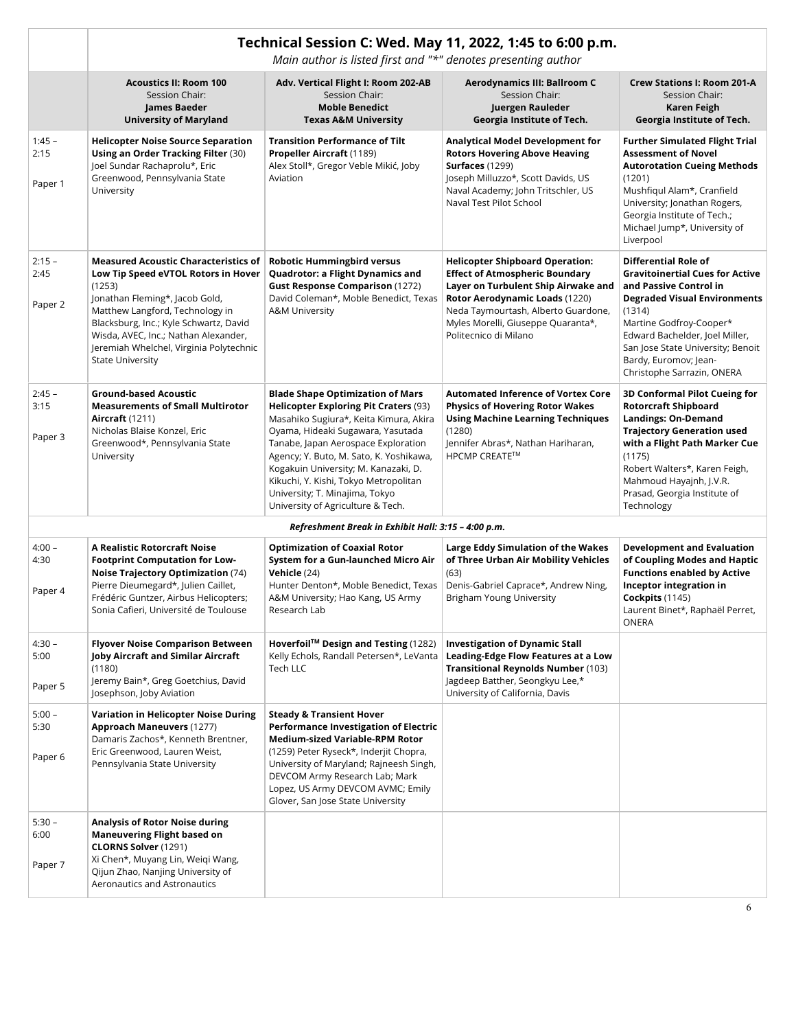## Technical Session C: Wed. May 11, 2022, 1:45 to 6:00 p.m.

*Main author is listed first and "*" denotes presenting author*

| | **Acoustics II: Room 100**<br>Session Chair:<br>**James Baeder**<br>**University of Maryland** | **Adv. Vertical Flight I: Room 202-AB**<br>Session Chair:<br>**Moble Benedict**<br>**Texas A&M University** | **Aerodynamics III: Ballroom C**<br>Session Chair:<br>**Juergen Rauleder**<br>**Georgia Institute of Tech.** | **Crew Stations I: Room 201-A**<br>Session Chair:<br>**Karen Feigh**<br>**Georgia Institute of Tech.** |
|---|---|---|---|---|
| 1:45 – 2:15<br><br>Paper 1 | **Helicopter Noise Source Separation Using an Order Tracking Filter** (30)<br>Joel Sundar Rachaprolu*, Eric Greenwood, Pennsylvania State University | **Transition Performance of Tilt Propeller Aircraft** (1189)<br>Alex Stoll*, Gregor Veble Mikić, Joby Aviation | **Analytical Model Development for Rotors Hovering Above Heaving Surfaces** (1299)<br>Joseph Milluzzo*, Scott Davids, US Naval Academy; John Tritschler, US Naval Test Pilot School | **Further Simulated Flight Trial Assessment of Novel Autorotation Cueing Methods** (1201)<br>Mushfiqul Alam*, Cranfield University; Jonathan Rogers, Georgia Institute of Tech.; Michael Jump*, University of Liverpool |
| 2:15 – 2:45<br><br>Paper 2 | **Measured Acoustic Characteristics of Low Tip Speed eVTOL Rotors in Hover** (1253)<br>Jonathan Fleming*, Jacob Gold, Matthew Langford, Technology in Blacksburg, Inc.; Kyle Schwartz, David Wisda, AVEC, Inc.; Nathan Alexander, Jeremiah Whelchel, Virginia Polytechnic State University | **Robotic Hummingbird versus Quadrotor: a Flight Dynamics and Gust Response Comparison** (1272)<br>David Coleman*, Moble Benedict, Texas A&M University | **Helicopter Shipboard Operation: Effect of Atmospheric Boundary Layer on Turbulent Ship Airwake and Rotor Aerodynamic Loads** (1220)<br>Neda Taymourtash, Alberto Guardone, Myles Morelli, Giuseppe Quaranta*, Politecnico di Milano | **Differential Role of Gravitoinertial Cues for Active and Passive Control in Degraded Visual Environments** (1314)<br>Martine Godfroy-Cooper* Edward Bachelder, Joel Miller, San Jose State University; Benoit Bardy, Euromov; Jean-Christophe Sarrazin, ONERA |
| 2:45 – 3:15<br><br>Paper 3 | **Ground-based Acoustic Measurements of Small Multirotor Aircraft** (1211)<br>Nicholas Blaise Konzel, Eric Greenwood*, Pennsylvania State University | **Blade Shape Optimization of Mars Helicopter Exploring Pit Craters** (93)<br>Masahiko Sugiura*, Keita Kimura, Akira Oyama, Hideaki Sugawara, Yasutada Tanabe, Japan Aerospace Exploration Agency; Y. Buto, M. Sato, K. Yoshikawa, Kogakuin University; M. Kanazaki, D. Kikuchi, Y. Kishi, Tokyo Metropolitan University; T. Minajima, Tokyo University of Agriculture & Tech. | **Automated Inference of Vortex Core Physics of Hovering Rotor Wakes Using Machine Learning Techniques** (1280)<br>Jennifer Abras*, Nathan Hariharan, HPCMP CREATE™ | **3D Conformal Pilot Cueing for Rotorcraft Shipboard Landings: On-Demand Trajectory Generation used with a Flight Path Marker Cue** (1175)<br>Robert Walters*, Karen Feigh, Mahmoud Hayajnh, J.V.R. Prasad, Georgia Institute of Technology |
| | ***Refreshment Break in Exhibit Hall: 3:15 – 4:00 p.m.*** | | | |
| 4:00 – 4:30<br><br>Paper 4 | **A Realistic Rotorcraft Noise Footprint Computation for Low-Noise Trajectory Optimization** (74)<br>Pierre Dieumegard*, Julien Caillet, Frédéric Guntzer, Airbus Helicopters; Sonia Cafieri, Université de Toulouse | **Optimization of Coaxial Rotor System for a Gun-launched Micro Air Vehicle** (24)<br>Hunter Denton*, Moble Benedict, Texas A&M University; Hao Kang, US Army Research Lab | **Large Eddy Simulation of the Wakes of Three Urban Air Mobility Vehicles** (63)<br>Denis-Gabriel Caprace*, Andrew Ning, Brigham Young University | **Development and Evaluation of Coupling Modes and Haptic Functions enabled by Active Inceptor integration in Cockpits** (1145)<br>Laurent Binet*, Raphaël Perret, ONERA |
| 4:30 – 5:00<br><br>Paper 5 | **Flyover Noise Comparison Between Joby Aircraft and Similar Aircraft** (1180)<br>Jeremy Bain*, Greg Goetchius, David Josephson, Joby Aviation | **Hoverfoil™ Design and Testing** (1282)<br>Kelly Echols, Randall Petersen*, LeVanta Tech LLC | **Investigation of Dynamic Stall Leading-Edge Flow Features at a Low Transitional Reynolds Number** (103)<br>Jagdeep Batther, Seongkyu Lee,* University of California, Davis | |
| 5:00 – 5:30<br><br>Paper 6 | **Variation in Helicopter Noise During Approach Maneuvers** (1277)<br>Damaris Zachos*, Kenneth Brentner, Eric Greenwood, Lauren Weist, Pennsylvania State University | **Steady & Transient Hover Performance Investigation of Electric Medium-sized Variable-RPM Rotor** (1259) Peter Ryseck*, Inderjit Chopra, University of Maryland; Rajneesh Singh, DEVCOM Army Research Lab; Mark Lopez, US Army DEVCOM AVMC; Emily Glover, San Jose State University | | |
| 5:30 – 6:00<br><br>Paper 7 | **Analysis of Rotor Noise during Maneuvering Flight based on CLORNS Solver** (1291)<br>Xi Chen*, Muyang Lin, Weiqi Wang, Qijun Zhao, Nanjing University of Aeronautics and Astronautics | | | |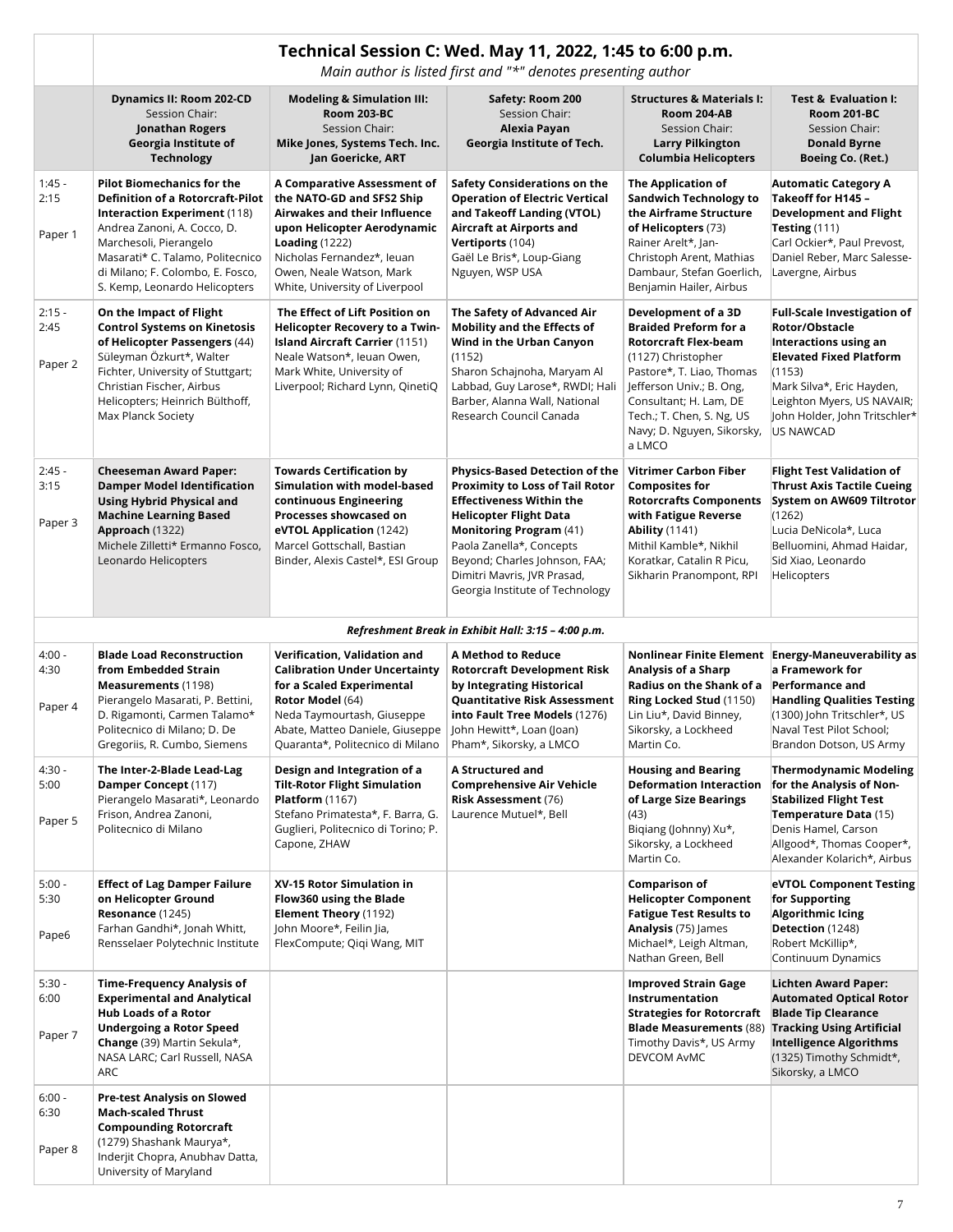## Technical Session C: Wed. May 11, 2022, 1:45 to 6:00 p.m.

*Main author is listed first and "*" denotes presenting author*

| | Dynamics II: Room 202-CD<br>Session Chair:<br>**Jonathan Rogers**<br>**Georgia Institute of Technology** | Modeling & Simulation III: Room 203-BC<br>Session Chair:<br>**Mike Jones, Systems Tech. Inc.**<br>**Jan Goericke, ART** | Safety: Room 200<br>Session Chair:<br>**Alexia Payan**<br>**Georgia Institute of Tech.** | Structures & Materials I: Room 204-AB<br>Session Chair:<br>**Larry Pilkington**<br>**Columbia Helicopters** | Test & Evaluation I: Room 201-BC<br>Session Chair:<br>**Donald Byrne**<br>**Boeing Co. (Ret.)** |
|---|---|---|---|---|---|
| 1:45 - 2:15<br>Paper 1 | **Pilot Biomechanics for the Definition of a Rotorcraft-Pilot Interaction Experiment** (118)<br>Andrea Zanoni, A. Cocco, D. Marchesoli, Pierangelo Masarati* C. Talamo, Politecnico di Milano; F. Colombo, E. Fosco, S. Kemp, Leonardo Helicopters | **A Comparative Assessment of the NATO-GD and SFS2 Ship Airwakes and their Influence upon Helicopter Aerodynamic Loading** (1222)<br>Nicholas Fernandez*, Ieuan Owen, Neale Watson, Mark White, University of Liverpool | **Safety Considerations on the Operation of Electric Vertical and Takeoff Landing (VTOL) Aircraft at Airports and Vertiports** (104)<br>Gaël Le Bris*, Loup-Giang Nguyen, WSP USA | **The Application of Sandwich Technology to the Airframe Structure of Helicopters** (73)<br>Rainer Arelt*, Jan-Christoph Arent, Mathias Dambaur, Stefan Goerlich, Benjamin Hailer, Airbus | **Automatic Category A Takeoff for H145 – Development and Flight Testing** (111)<br>Carl Ockier*, Paul Prevost, Daniel Reber, Marc Salesse-Lavergne, Airbus |
| 2:15 - 2:45<br>Paper 2 | **On the Impact of Flight Control Systems on Kinetosis of Helicopter Passengers** (44)<br>Süleyman Özkurt*, Walter Fichter, University of Stuttgart; Christian Fischer, Airbus Helicopters; Heinrich Bülthoff, Max Planck Society | **The Effect of Lift Position on Helicopter Recovery to a Twin-Island Aircraft Carrier** (1151)<br>Neale Watson*, Ieuan Owen, Mark White, University of Liverpool; Richard Lynn, QinetiQ | **The Safety of Advanced Air Mobility and the Effects of Wind in the Urban Canyon** (1152)<br>Sharon Schajnoha, Maryam Al Labbad, Guy Larose*, RWDI; Hali Barber, Alanna Wall, National Research Council Canada | **Development of a 3D Braided Preform for a Rotorcraft Flex-beam** (1127) Christopher Pastore*, T. Liao, Thomas Jefferson Univ.; B. Ong, Consultant; H. Lam, DE Tech.; T. Chen, S. Ng, US Navy; D. Nguyen, Sikorsky, a LMCO | **Full-Scale Investigation of Rotor/Obstacle Interactions using an Elevated Fixed Platform** (1153)<br>Mark Silva*, Eric Hayden, Leighton Myers, US NAVAIR; John Holder, John Tritschler* US NAWCAD |
| 2:45 - 3:15<br>Paper 3 | **Cheeseman Award Paper: Damper Model Identification Using Hybrid Physical and Machine Learning Based Approach** (1322)<br>Michele Zilletti* Ermanno Fosco, Leonardo Helicopters | **Towards Certification by Simulation with model-based continuous Engineering Processes showcased on eVTOL Application** (1242)<br>Marcel Gottschall, Bastian Binder, Alexis Castel*, ESI Group | **Physics-Based Detection of the Proximity to Loss of Tail Rotor Effectiveness Within the Helicopter Flight Data Monitoring Program** (41)<br>Paola Zanella*, Concepts Beyond; Charles Johnson, FAA; Dimitri Mavris, JVR Prasad, Georgia Institute of Technology | **Vitrimer Carbon Fiber Composites for Rotorcrafts Components with Fatigue Reverse Ability** (1141)<br>Mithil Kamble*, Nikhil Koratkar, Catalin R Picu, Sikharin Pranompont, RPI | **Flight Test Validation of Thrust Axis Tactile Cueing System on AW609 Tiltrotor** (1262)<br>Lucia DeNicola*, Luca Belluomini, Ahmad Haidar, Sid Xiao, Leonardo Helicopters |
| | | | *Refreshment Break in Exhibit Hall: 3:15 – 4:00 p.m.* | | |
| 4:00 - 4:30<br>Paper 4 | **Blade Load Reconstruction from Embedded Strain Measurements** (1198)<br>Pierangelo Masarati, P. Bettini, D. Rigamonti, Carmen Talamo* Politecnico di Milano; D. De Gregoriis, R. Cumbo, Siemens | **Verification, Validation and Calibration Under Uncertainty for a Scaled Experimental Rotor Model** (64)<br>Neda Taymourtash, Giuseppe Abate, Matteo Daniele, Giuseppe Quaranta*, Politecnico di Milano | **A Method to Reduce Rotorcraft Development Risk by Integrating Historical Quantitative Risk Assessment into Fault Tree Models** (1276)<br>John Hewitt*, Loan (Joan) Pham*, Sikorsky, a LMCO | **Nonlinear Finite Element Analysis of a Sharp Radius on the Shank of a Ring Locked Stud** (1150)<br>Lin Liu*, David Binney, Sikorsky, a Lockheed Martin Co. | **Energy-Maneuverability as a Framework for Performance and Handling Qualities Testing** (1300) John Tritschler*, US Naval Test Pilot School; Brandon Dotson, US Army |
| 4:30 - 5:00<br>Paper 5 | **The Inter-2-Blade Lead-Lag Damper Concept** (117)<br>Pierangelo Masarati*, Leonardo Frison, Andrea Zanoni, Politecnico di Milano | **Design and Integration of a Tilt-Rotor Flight Simulation Platform** (1167)<br>Stefano Primatesta*, F. Barra, G. Guglieri, Politecnico di Torino; P. Capone, ZHAW | **A Structured and Comprehensive Air Vehicle Risk Assessment** (76)<br>Laurence Mutuel*, Bell | **Housing and Bearing Deformation Interaction of Large Size Bearings** (43)<br>Biqiang (Johnny) Xu*, Sikorsky, a Lockheed Martin Co. | **Thermodynamic Modeling for the Analysis of Non-Stabilized Flight Test Temperature Data** (15)<br>Denis Hamel, Carson Allgood*, Thomas Cooper*, Alexander Kolarich*, Airbus |
| 5:00 - 5:30<br>Pape6 | **Effect of Lag Damper Failure on Helicopter Ground Resonance** (1245)<br>Farhan Gandhi*, Jonah Whitt, Rensselaer Polytechnic Institute | **XV-15 Rotor Simulation in Flow360 using the Blade Element Theory** (1192)<br>John Moore*, Feilin Jia, FlexCompute; Qiqi Wang, MIT | | **Comparison of Helicopter Component Fatigue Test Results to Analysis** (75) James Michael*, Leigh Altman, Nathan Green, Bell | **eVTOL Component Testing for Supporting Algorithmic Icing Detection** (1248)<br>Robert McKillip*, Continuum Dynamics |
| 5:30 - 6:00<br>Paper 7 | **Time-Frequency Analysis of Experimental and Analytical Hub Loads of a Rotor Undergoing a Rotor Speed Change** (39) Martin Sekula*, NASA LARC; Carl Russell, NASA ARC | | | **Improved Strain Gage Instrumentation Strategies for Rotorcraft Blade Measurements** (88)<br>Timothy Davis*, US Army DEVCOM AvMC | **Lichten Award Paper: Automated Optical Rotor Blade Tip Clearance Tracking Using Artificial Intelligence Algorithms** (1325) Timothy Schmidt*, Sikorsky, a LMCO |
| 6:00 - 6:30<br>Paper 8 | **Pre-test Analysis on Slowed Mach-scaled Thrust Compounding Rotorcraft** (1279) Shashank Maurya*, Inderjit Chopra, Anubhav Datta, University of Maryland | | | | |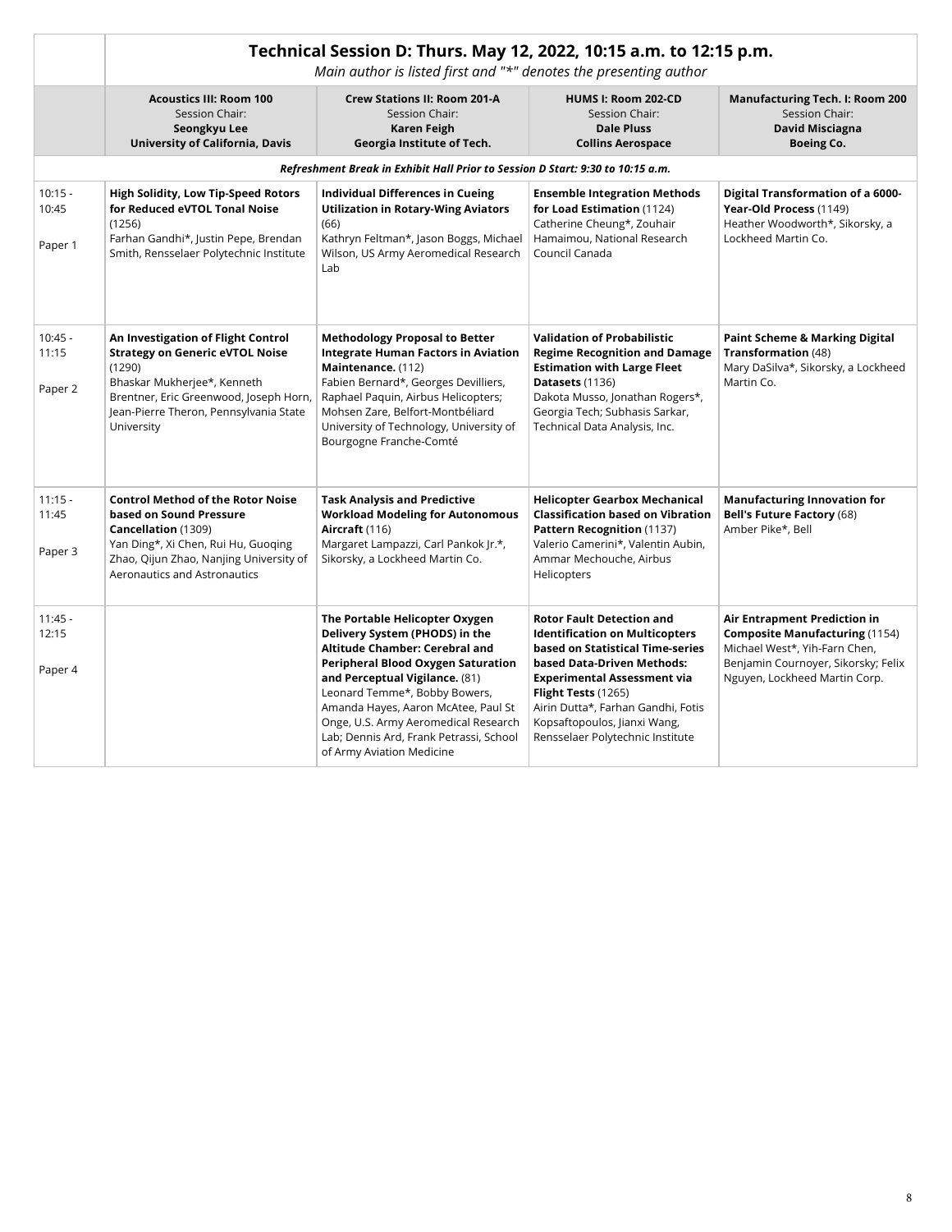# Technical Session D: Thurs. May 12, 2022, 10:15 a.m. to 12:15 p.m.

*Main author is listed first and "*" denotes the presenting author*

| | **Acoustics III: Room 100**<br>Session Chair:<br>**Seongkyu Lee**<br>**University of California, Davis** | **Crew Stations II: Room 201-A**<br>Session Chair:<br>**Karen Feigh**<br>**Georgia Institute of Tech.** | **HUMS I: Room 202-CD**<br>Session Chair:<br>**Dale Pluss**<br>**Collins Aerospace** | **Manufacturing Tech. I: Room 200**<br>Session Chair:<br>**David Misciagna**<br>**Boeing Co.** |
|---|---|---|---|---|
| | ***Refreshment Break in Exhibit Hall Prior to Session D Start: 9:30 to 10:15 a.m.*** | | | |
| 10:15 - 10:45<br><br>Paper 1 | **High Solidity, Low Tip-Speed Rotors for Reduced eVTOL Tonal Noise** (1256)<br>Farhan Gandhi*, Justin Pepe, Brendan Smith, Rensselaer Polytechnic Institute | **Individual Differences in Cueing Utilization in Rotary-Wing Aviators** (66)<br>Kathryn Feltman*, Jason Boggs, Michael Wilson, US Army Aeromedical Research Lab | **Ensemble Integration Methods for Load Estimation** (1124)<br>Catherine Cheung*, Zouhair Hamaimou, National Research Council Canada | **Digital Transformation of a 6000-Year-Old Process** (1149)<br>Heather Woodworth*, Sikorsky, a Lockheed Martin Co. |
| 10:45 - 11:15<br><br>Paper 2 | **An Investigation of Flight Control Strategy on Generic eVTOL Noise** (1290)<br>Bhaskar Mukherjee*, Kenneth Brentner, Eric Greenwood, Joseph Horn, Jean-Pierre Theron, Pennsylvania State University | **Methodology Proposal to Better Integrate Human Factors in Aviation Maintenance.** (112)<br>Fabien Bernard*, Georges Devilliers, Raphael Paquin, Airbus Helicopters; Mohsen Zare, Belfort-Montbéliard University of Technology, University of Bourgogne Franche-Comté | **Validation of Probabilistic Regime Recognition and Damage Estimation with Large Fleet Datasets** (1136)<br>Dakota Musso, Jonathan Rogers*, Georgia Tech; Subhasis Sarkar, Technical Data Analysis, Inc. | **Paint Scheme & Marking Digital Transformation** (48)<br>Mary DaSilva*, Sikorsky, a Lockheed Martin Co. |
| 11:15 - 11:45<br><br>Paper 3 | **Control Method of the Rotor Noise based on Sound Pressure Cancellation** (1309)<br>Yan Ding*, Xi Chen, Rui Hu, Guoqing Zhao, Qijun Zhao, Nanjing University of Aeronautics and Astronautics | **Task Analysis and Predictive Workload Modeling for Autonomous Aircraft** (116)<br>Margaret Lampazzi, Carl Pankok Jr.*, Sikorsky, a Lockheed Martin Co. | **Helicopter Gearbox Mechanical Classification based on Vibration Pattern Recognition** (1137)<br>Valerio Camerini*, Valentin Aubin, Ammar Mechouche, Airbus Helicopters | **Manufacturing Innovation for Bell's Future Factory** (68)<br>Amber Pike*, Bell |
| 11:45 - 12:15<br><br>Paper 4 | | **The Portable Helicopter Oxygen Delivery System (PHODS) in the Altitude Chamber: Cerebral and Peripheral Blood Oxygen Saturation and Perceptual Vigilance.** (81)<br>Leonard Temme*, Bobby Bowers, Amanda Hayes, Aaron McAtee, Paul St Onge, U.S. Army Aeromedical Research Lab; Dennis Ard, Frank Petrassi, School of Army Aviation Medicine | **Rotor Fault Detection and Identification on Multicopters based on Statistical Time-series based Data-Driven Methods: Experimental Assessment via Flight Tests** (1265)<br>Airin Dutta*, Farhan Gandhi, Fotis Kopsaftopoulos, Jianxi Wang, Rensselaer Polytechnic Institute | **Air Entrapment Prediction in Composite Manufacturing** (1154)<br>Michael West*, Yih-Farn Chen, Benjamin Cournoyer, Sikorsky; Felix Nguyen, Lockheed Martin Corp. |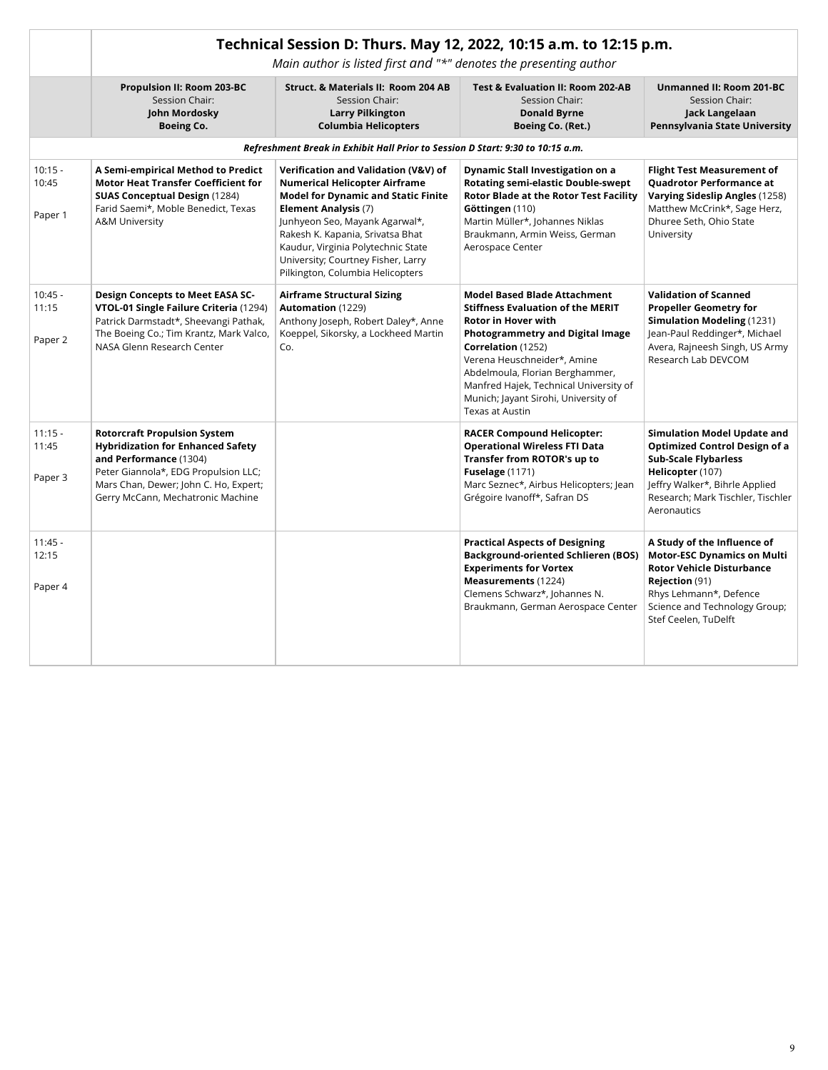## Technical Session D: Thurs. May 12, 2022, 10:15 a.m. to 12:15 p.m.

*Main author is listed first and "*" denotes the presenting author*

| | Propulsion II: Room 203-BC<br>Session Chair:<br>**John Mordosky**<br>**Boeing Co.** | Struct. & Materials II: Room 204 AB<br>Session Chair:<br>**Larry Pilkington**<br>**Columbia Helicopters** | Test & Evaluation II: Room 202-AB<br>Session Chair:<br>**Donald Byrne**<br>**Boeing Co. (Ret.)** | Unmanned II: Room 201-BC<br>Session Chair:<br>**Jack Langelaan**<br>**Pennsylvania State University** |
|---|---|---|---|---|
| | ***Refreshment Break in Exhibit Hall Prior to Session D Start: 9:30 to 10:15 a.m.*** | | | |
| 10:15 - 10:45<br>Paper 1 | **A Semi-empirical Method to Predict Motor Heat Transfer Coefficient for SUAS Conceptual Design** (1284)<br>Farid Saemi*, Moble Benedict, Texas A&M University | **Verification and Validation (V&V) of Numerical Helicopter Airframe Model for Dynamic and Static Finite Element Analysis** (7)<br>Junhyeon Seo, Mayank Agarwal*, Rakesh K. Kapania, Srivatsa Bhat Kaudur, Virginia Polytechnic State University; Courtney Fisher, Larry Pilkington, Columbia Helicopters | **Dynamic Stall Investigation on a Rotating semi-elastic Double-swept Rotor Blade at the Rotor Test Facility Göttingen** (110)<br>Martin Müller*, Johannes Niklas Braukmann, Armin Weiss, German Aerospace Center | **Flight Test Measurement of Quadrotor Performance at Varying Sideslip Angles** (1258)<br>Matthew McCrink*, Sage Herz, Dhuree Seth, Ohio State University |
| 10:45 - 11:15<br>Paper 2 | **Design Concepts to Meet EASA SC-VTOL-01 Single Failure Criteria** (1294)<br>Patrick Darmstadt*, Sheevangi Pathak, The Boeing Co.; Tim Krantz, Mark Valco, NASA Glenn Research Center | **Airframe Structural Sizing Automation** (1229)<br>Anthony Joseph, Robert Daley*, Anne Koeppel, Sikorsky, a Lockheed Martin Co. | **Model Based Blade Attachment Stiffness Evaluation of the MERIT Rotor in Hover with Photogrammetry and Digital Image Correlation** (1252)<br>Verena Heuschneider*, Amine Abdelmoula, Florian Berghammer, Manfred Hajek, Technical University of Munich; Jayant Sirohi, University of Texas at Austin | **Validation of Scanned Propeller Geometry for Simulation Modeling** (1231)<br>Jean-Paul Reddinger*, Michael Avera, Rajneesh Singh, US Army Research Lab DEVCOM |
| 11:15 - 11:45<br>Paper 3 | **Rotorcraft Propulsion System Hybridization for Enhanced Safety and Performance** (1304)<br>Peter Giannola*, EDG Propulsion LLC; Mars Chan, Dewer; John C. Ho, Expert; Gerry McCann, Mechatronic Machine | | **RACER Compound Helicopter: Operational Wireless FTI Data Transfer from ROTOR's up to Fuselage** (1171)<br>Marc Seznec*, Airbus Helicopters; Jean Grégoire Ivanoff*, Safran DS | **Simulation Model Update and Optimized Control Design of a Sub-Scale Flybarless Helicopter** (107)<br>Jeffry Walker*, Bihrle Applied Research; Mark Tischler, Tischler Aeronautics |
| 11:45 - 12:15<br>Paper 4 | | | **Practical Aspects of Designing Background-oriented Schlieren (BOS) Experiments for Vortex Measurements** (1224)<br>Clemens Schwarz*, Johannes N. Braukmann, German Aerospace Center | **A Study of the Influence of Motor-ESC Dynamics on Multi Rotor Vehicle Disturbance Rejection** (91)<br>Rhys Lehmann*, Defence Science and Technology Group; Stef Ceelen, TuDelft |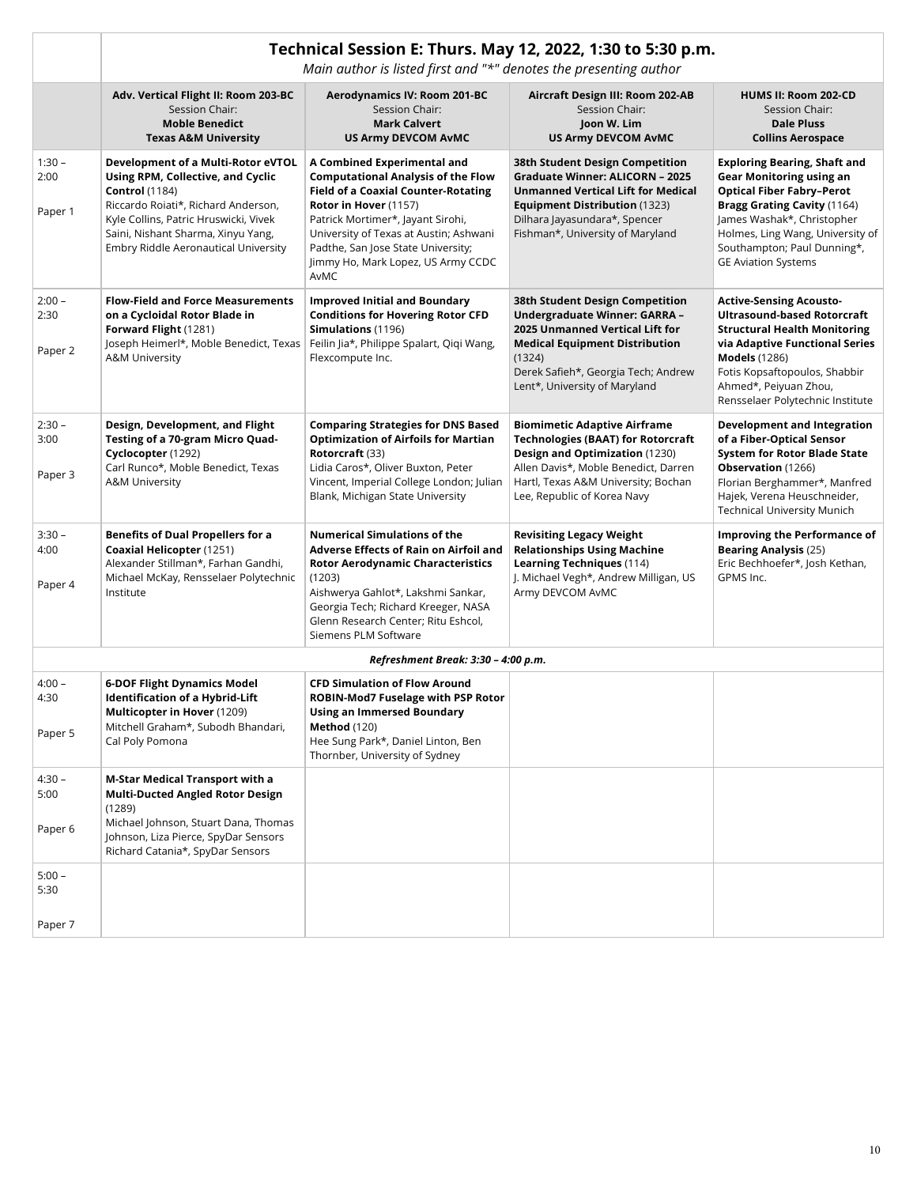## Technical Session E: Thurs. May 12, 2022, 1:30 to 5:30 p.m.

*Main author is listed first and "*" denotes the presenting author*

| | **Adv. Vertical Flight II: Room 203-BC**<br>Session Chair:<br>**Moble Benedict**<br>**Texas A&M University** | **Aerodynamics IV: Room 201-BC**<br>Session Chair:<br>**Mark Calvert**<br>**US Army DEVCOM AvMC** | **Aircraft Design III: Room 202-AB**<br>Session Chair:<br>**Joon W. Lim**<br>**US Army DEVCOM AvMC** | **HUMS II: Room 202-CD**<br>Session Chair:<br>**Dale Pluss**<br>**Collins Aerospace** |
|---|---|---|---|---|
| 1:30 – 2:00<br><br>Paper 1 | **Development of a Multi-Rotor eVTOL Using RPM, Collective, and Cyclic Control** (1184)<br>Riccardo Roiati*, Richard Anderson, Kyle Collins, Patric Hruswicki, Vivek Saini, Nishant Sharma, Xinyu Yang, Embry Riddle Aeronautical University | **A Combined Experimental and Computational Analysis of the Flow Field of a Coaxial Counter-Rotating Rotor in Hover** (1157)<br>Patrick Mortimer*, Jayant Sirohi, University of Texas at Austin; Ashwani Padthe, San Jose State University; Jimmy Ho, Mark Lopez, US Army CCDC AvMC | **38th Student Design Competition Graduate Winner: ALICORN – 2025 Unmanned Vertical Lift for Medical Equipment Distribution** (1323)<br>Dilhara Jayasundara*, Spencer Fishman*, University of Maryland | **Exploring Bearing, Shaft and Gear Monitoring using an Optical Fiber Fabry–Perot Bragg Grating Cavity** (1164)<br>James Washak*, Christopher Holmes, Ling Wang, University of Southampton; Paul Dunning*, GE Aviation Systems |
| 2:00 – 2:30<br><br>Paper 2 | **Flow-Field and Force Measurements on a Cycloidal Rotor Blade in Forward Flight** (1281)<br>Joseph Heimerl*, Moble Benedict, Texas A&M University | **Improved Initial and Boundary Conditions for Hovering Rotor CFD Simulations** (1196)<br>Feilin Jia*, Philippe Spalart, Qiqi Wang, Flexcompute Inc. | **38th Student Design Competition Undergraduate Winner: GARRA – 2025 Unmanned Vertical Lift for Medical Equipment Distribution** (1324)<br>Derek Safieh*, Georgia Tech; Andrew Lent*, University of Maryland | **Active-Sensing Acousto-Ultrasound-based Rotorcraft Structural Health Monitoring via Adaptive Functional Series Models** (1286)<br>Fotis Kopsaftopoulos, Shabbir Ahmed*, Peiyuan Zhou, Rensselaer Polytechnic Institute |
| 2:30 – 3:00<br><br>Paper 3 | **Design, Development, and Flight Testing of a 70-gram Micro Quad-Cyclocopter** (1292)<br>Carl Runco*, Moble Benedict, Texas A&M University | **Comparing Strategies for DNS Based Optimization of Airfoils for Martian Rotorcraft** (33)<br>Lidia Caros*, Oliver Buxton, Peter Vincent, Imperial College London; Julian Blank, Michigan State University | **Biomimetic Adaptive Airframe Technologies (BAAT) for Rotorcraft Design and Optimization** (1230)<br>Allen Davis*, Moble Benedict, Darren Hartl, Texas A&M University; Bochan Lee, Republic of Korea Navy | **Development and Integration of a Fiber-Optical Sensor System for Rotor Blade State Observation** (1266)<br>Florian Berghammer*, Manfred Hajek, Verena Heuschneider, Technical University Munich |
| 3:30 – 4:00<br><br>Paper 4 | **Benefits of Dual Propellers for a Coaxial Helicopter** (1251)<br>Alexander Stillman*, Farhan Gandhi, Michael McKay, Rensselaer Polytechnic Institute | **Numerical Simulations of the Adverse Effects of Rain on Airfoil and Rotor Aerodynamic Characteristics** (1203)<br>Aishwerya Gahlot*, Lakshmi Sankar, Georgia Tech; Richard Kreeger, NASA Glenn Research Center; Ritu Eshcol, Siemens PLM Software | **Revisiting Legacy Weight Relationships Using Machine Learning Techniques** (114)<br>J. Michael Vegh*, Andrew Milligan, US Army DEVCOM AvMC | **Improving the Performance of Bearing Analysis** (25)<br>Eric Bechhoefer*, Josh Kethan, GPMS Inc. |
| | *Refreshment Break: 3:30 – 4:00 p.m.* | | | |
| 4:00 – 4:30<br><br>Paper 5 | **6-DOF Flight Dynamics Model Identification of a Hybrid-Lift Multicopter in Hover** (1209)<br>Mitchell Graham*, Subodh Bhandari, Cal Poly Pomona | **CFD Simulation of Flow Around ROBIN-Mod7 Fuselage with PSP Rotor Using an Immersed Boundary Method** (120)<br>Hee Sung Park*, Daniel Linton, Ben Thornber, University of Sydney | | |
| 4:30 – 5:00<br><br>Paper 6 | **M-Star Medical Transport with a Multi-Ducted Angled Rotor Design** (1289)<br>Michael Johnson, Stuart Dana, Thomas Johnson, Liza Pierce, SpyDar Sensors Richard Catania*, SpyDar Sensors | | | |
| 5:00 – 5:30<br><br>Paper 7 | | | | |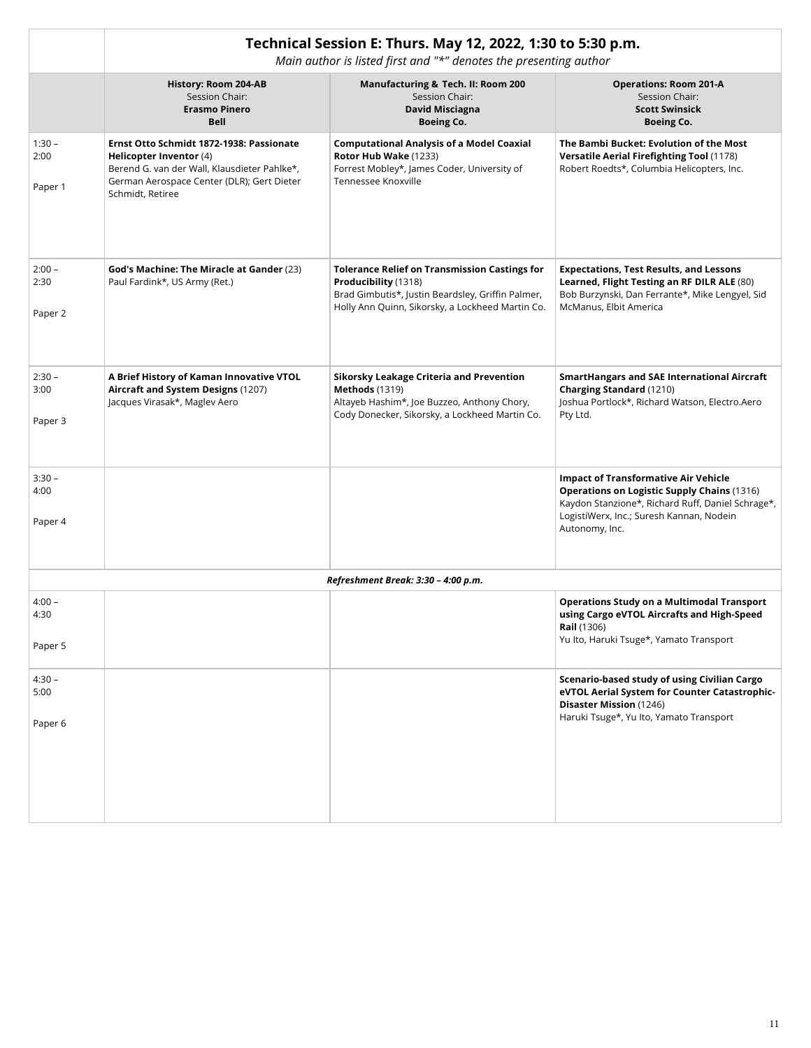## Technical Session E: Thurs. May 12, 2022, 1:30 to 5:30 p.m.

*Main author is listed first and "*" denotes the presenting author*

| | **History: Room 204-AB**<br>Session Chair:<br>**Erasmo Pinero**<br>**Bell** | **Manufacturing & Tech. II: Room 200**<br>Session Chair:<br>**David Misciagna**<br>**Boeing Co.** | **Operations: Room 201-A**<br>Session Chair:<br>**Scott Swinsick**<br>**Boeing Co.** |
|---|---|---|---|
| 1:30 – 2:00<br>Paper 1 | **Ernst Otto Schmidt 1872-1938: Passionate Helicopter Inventor** (4)<br>Berend G. van der Wall, Klausdieter Pahlke*, German Aerospace Center (DLR); Gert Dieter Schmidt, Retiree | **Computational Analysis of a Model Coaxial Rotor Hub Wake** (1233)<br>Forrest Mobley*, James Coder, University of Tennessee Knoxville | **The Bambi Bucket: Evolution of the Most Versatile Aerial Firefighting Tool** (1178)<br>Robert Roedts*, Columbia Helicopters, Inc. |
| 2:00 – 2:30<br>Paper 2 | **God's Machine: The Miracle at Gander** (23)<br>Paul Fardink*, US Army (Ret.) | **Tolerance Relief on Transmission Castings for Producibility** (1318)<br>Brad Gimbutis*, Justin Beardsley, Griffin Palmer, Holly Ann Quinn, Sikorsky, a Lockheed Martin Co. | **Expectations, Test Results, and Lessons Learned, Flight Testing an RF DILR ALE** (80)<br>Bob Burzynski, Dan Ferrante*, Mike Lengyel, Sid McManus, Elbit America |
| 2:30 – 3:00<br>Paper 3 | **A Brief History of Kaman Innovative VTOL Aircraft and System Designs** (1207)<br>Jacques Virasak*, Maglev Aero | **Sikorsky Leakage Criteria and Prevention Methods** (1319)<br>Altayeb Hashim*, Joe Buzzeo, Anthony Chory, Cody Donecker, Sikorsky, a Lockheed Martin Co. | **SmartHangars and SAE International Aircraft Charging Standard** (1210)<br>Joshua Portlock*, Richard Watson, Electro.Aero Pty Ltd. |
| 3:30 – 4:00<br>Paper 4 | | | **Impact of Transformative Air Vehicle Operations on Logistic Supply Chains** (1316)<br>Kaydon Stanzione*, Richard Ruff, Daniel Schrage*, LogistiWerx, Inc.; Suresh Kannan, Nodein Autonomy, Inc. |
| | | *Refreshment Break: 3:30 – 4:00 p.m.* | |
| 4:00 – 4:30<br>Paper 5 | | | **Operations Study on a Multimodal Transport using Cargo eVTOL Aircrafts and High-Speed Rail** (1306)<br>Yu Ito, Haruki Tsuge*, Yamato Transport |
| 4:30 – 5:00<br>Paper 6 | | | **Scenario-based study of using Civilian Cargo eVTOL Aerial System for Counter Catastrophic-Disaster Mission** (1246)<br>Haruki Tsuge*, Yu Ito, Yamato Transport |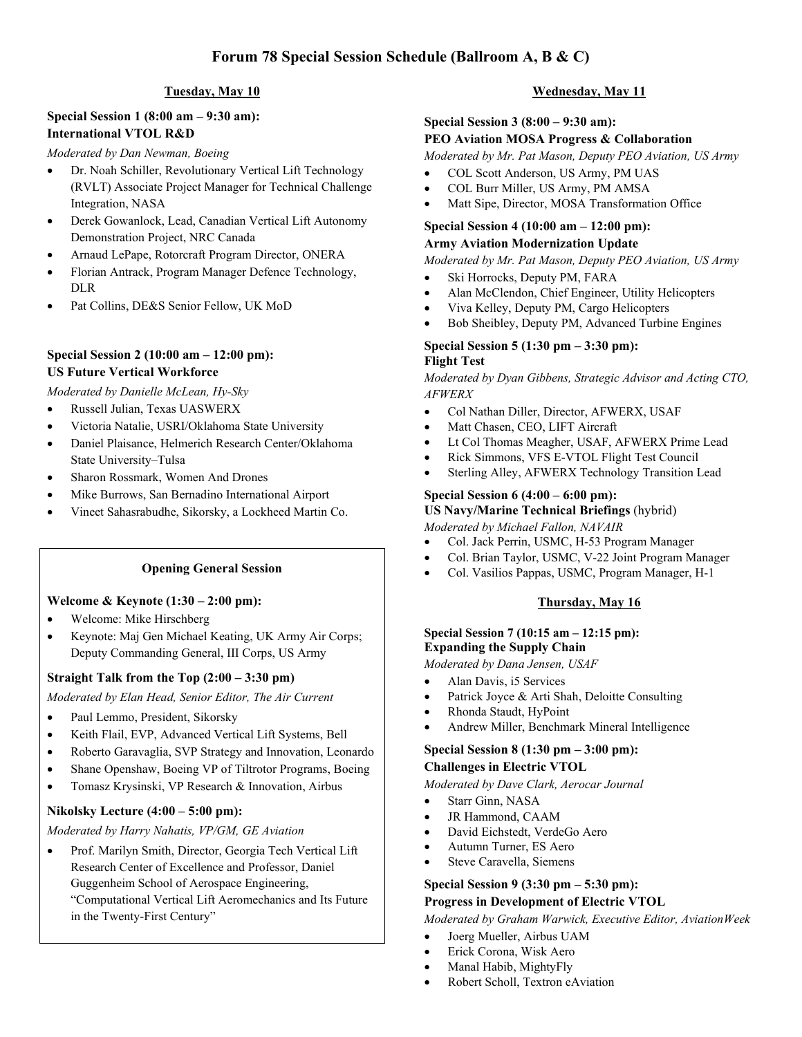# Forum 78 Special Session Schedule (Ballroom A, B & C)

## Tuesday, May 10

### Special Session 1 (8:00 am – 9:30 am): International VTOL R&D

*Moderated by Dan Newman, Boeing*

- Dr. Noah Schiller, Revolutionary Vertical Lift Technology (RVLT) Associate Project Manager for Technical Challenge Integration, NASA
- Derek Gowanlock, Lead, Canadian Vertical Lift Autonomy Demonstration Project, NRC Canada
- Arnaud LePape, Rotorcraft Program Director, ONERA
- Florian Antrack, Program Manager Defence Technology, DLR
- Pat Collins, DE&S Senior Fellow, UK MoD

### Special Session 2 (10:00 am – 12:00 pm): US Future Vertical Workforce

*Moderated by Danielle McLean, Hy-Sky*

- Russell Julian, Texas UASWERX
- Victoria Natalie, USRI/Oklahoma State University
- Daniel Plaisance, Helmerich Research Center/Oklahoma State University–Tulsa
- Sharon Rossmark, Women And Drones
- Mike Burrows, San Bernadino International Airport
- Vineet Sahasrabudhe, Sikorsky, a Lockheed Martin Co.

### Opening General Session

**Welcome & Keynote (1:30 – 2:00 pm):**

- Welcome: Mike Hirschberg
- Keynote: Maj Gen Michael Keating, UK Army Air Corps; Deputy Commanding General, III Corps, US Army

**Straight Talk from the Top (2:00 – 3:30 pm)**

*Moderated by Elan Head, Senior Editor, The Air Current*

- Paul Lemmo, President, Sikorsky
- Keith Flail, EVP, Advanced Vertical Lift Systems, Bell
- Roberto Garavaglia, SVP Strategy and Innovation, Leonardo
- Shane Openshaw, Boeing VP of Tiltrotor Programs, Boeing
- Tomasz Krysinski, VP Research & Innovation, Airbus

**Nikolsky Lecture (4:00 – 5:00 pm):**

*Moderated by Harry Nahatis, VP/GM, GE Aviation*

- Prof. Marilyn Smith, Director, Georgia Tech Vertical Lift Research Center of Excellence and Professor, Daniel Guggenheim School of Aerospace Engineering, "Computational Vertical Lift Aeromechanics and Its Future in the Twenty-First Century"

## Wednesday, May 11

### Special Session 3 (8:00 – 9:30 am): PEO Aviation MOSA Progress & Collaboration

*Moderated by Mr. Pat Mason, Deputy PEO Aviation, US Army*

- COL Scott Anderson, US Army, PM UAS
- COL Burr Miller, US Army, PM AMSA
- Matt Sipe, Director, MOSA Transformation Office

### Special Session 4 (10:00 am – 12:00 pm): Army Aviation Modernization Update

*Moderated by Mr. Pat Mason, Deputy PEO Aviation, US Army*

- Ski Horrocks, Deputy PM, FARA
- Alan McClendon, Chief Engineer, Utility Helicopters
- Viva Kelley, Deputy PM, Cargo Helicopters
- Bob Sheibley, Deputy PM, Advanced Turbine Engines

### Special Session 5 (1:30 pm – 3:30 pm): Flight Test

*Moderated by Dyan Gibbens, Strategic Advisor and Acting CTO, AFWERX*

- Col Nathan Diller, Director, AFWERX, USAF
- Matt Chasen, CEO, LIFT Aircraft
- Lt Col Thomas Meagher, USAF, AFWERX Prime Lead
- Rick Simmons, VFS E-VTOL Flight Test Council
- Sterling Alley, AFWERX Technology Transition Lead

### Special Session 6 (4:00 – 6:00 pm): US Navy/Marine Technical Briefings (hybrid)

*Moderated by Michael Fallon, NAVAIR*

- Col. Jack Perrin, USMC, H-53 Program Manager
- Col. Brian Taylor, USMC, V-22 Joint Program Manager
- Col. Vasilios Pappas, USMC, Program Manager, H-1

## Thursday, May 16

### Special Session 7 (10:15 am – 12:15 pm): Expanding the Supply Chain

*Moderated by Dana Jensen, USAF*

- Alan Davis, i5 Services
- Patrick Joyce & Arti Shah, Deloitte Consulting
- Rhonda Staudt, HyPoint
- Andrew Miller, Benchmark Mineral Intelligence

### Special Session 8 (1:30 pm – 3:00 pm): Challenges in Electric VTOL

*Moderated by Dave Clark, Aerocar Journal*

- Starr Ginn, NASA
- JR Hammond, CAAM
- David Eichstedt, VerdeGo Aero
- Autumn Turner, ES Aero
- Steve Caravella, Siemens

### Special Session 9 (3:30 pm – 5:30 pm): Progress in Development of Electric VTOL

*Moderated by Graham Warwick, Executive Editor, AviationWeek*

- Joerg Mueller, Airbus UAM
- Erick Corona, Wisk Aero
- Manal Habib, MightyFly
- Robert Scholl, Textron eAviation